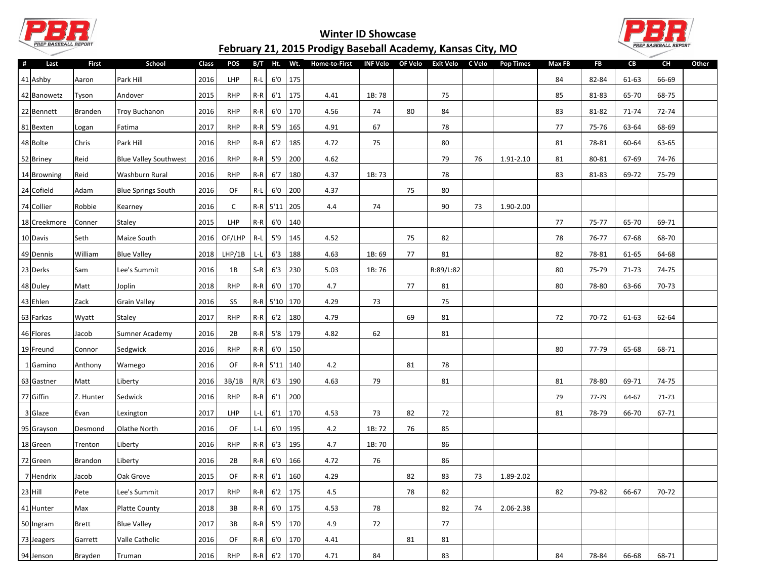## Winter ID Showcase

## February 21, 2015 Prodigy Baseball Academy, Kansas City, MO

| # | Last | First | School | Class | POS | B/T | Ht. | Wt. | Home-to-First | INF Velo | OF Velo | Exit Velo | C Velo | Pop Times | Max FB | FB | CB | CH | Other |
|---|---|---|---|---|---|---|---|---|---|---|---|---|---|---|---|---|---|---|---|
| 41 | Ashby | Aaron | Park Hill | 2016 | LHP | R-L | 6'0 | 175 | | | | | | | 84 | 82-84 | 61-63 | 66-69 | |
| 42 | Banowetz | Tyson | Andover | 2015 | RHP | R-R | 6'1 | 175 | 4.41 | 1B: 78 | | 75 | | | 85 | 81-83 | 65-70 | 68-75 | |
| 22 | Bennett | Branden | Troy Buchanon | 2016 | RHP | R-R | 6'0 | 170 | 4.56 | 74 | 80 | 84 | | | 83 | 81-82 | 71-74 | 72-74 | |
| 81 | Bexten | Logan | Fatima | 2017 | RHP | R-R | 5'9 | 165 | 4.91 | 67 | | 78 | | | 77 | 75-76 | 63-64 | 68-69 | |
| 48 | Bolte | Chris | Park Hill | 2016 | RHP | R-R | 6'2 | 185 | 4.72 | 75 | | 80 | | | 81 | 78-81 | 60-64 | 63-65 | |
| 52 | Briney | Reid | Blue Valley Southwest | 2016 | RHP | R-R | 5'9 | 200 | 4.62 | | | 79 | 76 | 1.91-2.10 | 81 | 80-81 | 67-69 | 74-76 | |
| 14 | Browning | Reid | Washburn Rural | 2016 | RHP | R-R | 6'7 | 180 | 4.37 | 1B: 73 | | 78 | | | 83 | 81-83 | 69-72 | 75-79 | |
| 24 | Cofield | Adam | Blue Springs South | 2016 | OF | R-L | 6'0 | 200 | 4.37 | | 75 | 80 | | | | | | | |
| 74 | Collier | Robbie | Kearney | 2016 | C | R-R | 5'11 | 205 | 4.4 | 74 | | 90 | 73 | 1.90-2.00 | | | | | |
| 18 | Creekmore | Conner | Staley | 2015 | LHP | R-R | 6'0 | 140 | | | | | | | 77 | 75-77 | 65-70 | 69-71 | |
| 10 | Davis | Seth | Maize South | 2016 | OF/LHP | R-L | 5'9 | 145 | 4.52 | | 75 | 82 | | | 78 | 76-77 | 67-68 | 68-70 | |
| 49 | Dennis | William | Blue Valley | 2018 | LHP/1B | L-L | 6'3 | 188 | 4.63 | 1B: 69 | 77 | 81 | | | 82 | 78-81 | 61-65 | 64-68 | |
| 23 | Derks | Sam | Lee's Summit | 2016 | 1B | S-R | 6'3 | 230 | 5.03 | 1B: 76 | | R:89/L:82 | | | 80 | 75-79 | 71-73 | 74-75 | |
| 48 | Duley | Matt | Joplin | 2018 | RHP | R-R | 6'0 | 170 | 4.7 | | 77 | 81 | | | 80 | 78-80 | 63-66 | 70-73 | |
| 43 | Ehlen | Zack | Grain Valley | 2016 | SS | R-R | 5'10 | 170 | 4.29 | 73 | | 75 | | | | | | | |
| 63 | Farkas | Wyatt | Staley | 2017 | RHP | R-R | 6'2 | 180 | 4.79 | | 69 | 81 | | | 72 | 70-72 | 61-63 | 62-64 | |
| 46 | Flores | Jacob | Sumner Academy | 2016 | 2B | R-R | 5'8 | 179 | 4.82 | 62 | | 81 | | | | | | | |
| 19 | Freund | Connor | Sedgwick | 2016 | RHP | R-R | 6'0 | 150 | | | | | | | 80 | 77-79 | 65-68 | 68-71 | |
| 1 | Gamino | Anthony | Wamego | 2016 | OF | R-R | 5'11 | 140 | 4.2 | | 81 | 78 | | | | | | | |
| 63 | Gastner | Matt | Liberty | 2016 | 3B/1B | R/R | 6'3 | 190 | 4.63 | 79 | | 81 | | | 81 | 78-80 | 69-71 | 74-75 | |
| 77 | Giffin | Z. Hunter | Sedwick | 2016 | RHP | R-R | 6'1 | 200 | | | | | | | 79 | 77-79 | 64-67 | 71-73 | |
| 3 | Glaze | Evan | Lexington | 2017 | LHP | L-L | 6'1 | 170 | 4.53 | 73 | 82 | 72 | | | 81 | 78-79 | 66-70 | 67-71 | |
| 95 | Grayson | Desmond | Olathe North | 2016 | OF | L-L | 6'0 | 195 | 4.2 | 1B: 72 | 76 | 85 | | | | | | | |
| 18 | Green | Trenton | Liberty | 2016 | RHP | R-R | 6'3 | 195 | 4.7 | 1B: 70 | | 86 | | | | | | | |
| 72 | Green | Brandon | Liberty | 2016 | 2B | R-R | 6'0 | 166 | 4.72 | 76 | | 86 | | | | | | | |
| 7 | Hendrix | Jacob | Oak Grove | 2015 | OF | R-R | 6'1 | 160 | 4.29 | | 82 | 83 | 73 | 1.89-2.02 | | | | | |
| 23 | Hill | Pete | Lee's Summit | 2017 | RHP | R-R | 6'2 | 175 | 4.5 | | 78 | 82 | | | 82 | 79-82 | 66-67 | 70-72 | |
| 41 | Hunter | Max | Platte County | 2018 | 3B | R-R | 6'0 | 175 | 4.53 | 78 | | 82 | 74 | 2.06-2.38 | | | | | |
| 50 | Ingram | Brett | Blue Valley | 2017 | 3B | R-R | 5'9 | 170 | 4.9 | 72 | | 77 | | | | | | | |
| 73 | Jeagers | Garrett | Valle Catholic | 2016 | OF | R-R | 6'0 | 170 | 4.41 | | 81 | 81 | | | | | | | |
| 94 | Jenson | Brayden | Truman | 2016 | RHP | R-R | 6'2 | 170 | 4.71 | 84 | | 83 | | | 84 | 78-84 | 66-68 | 68-71 | |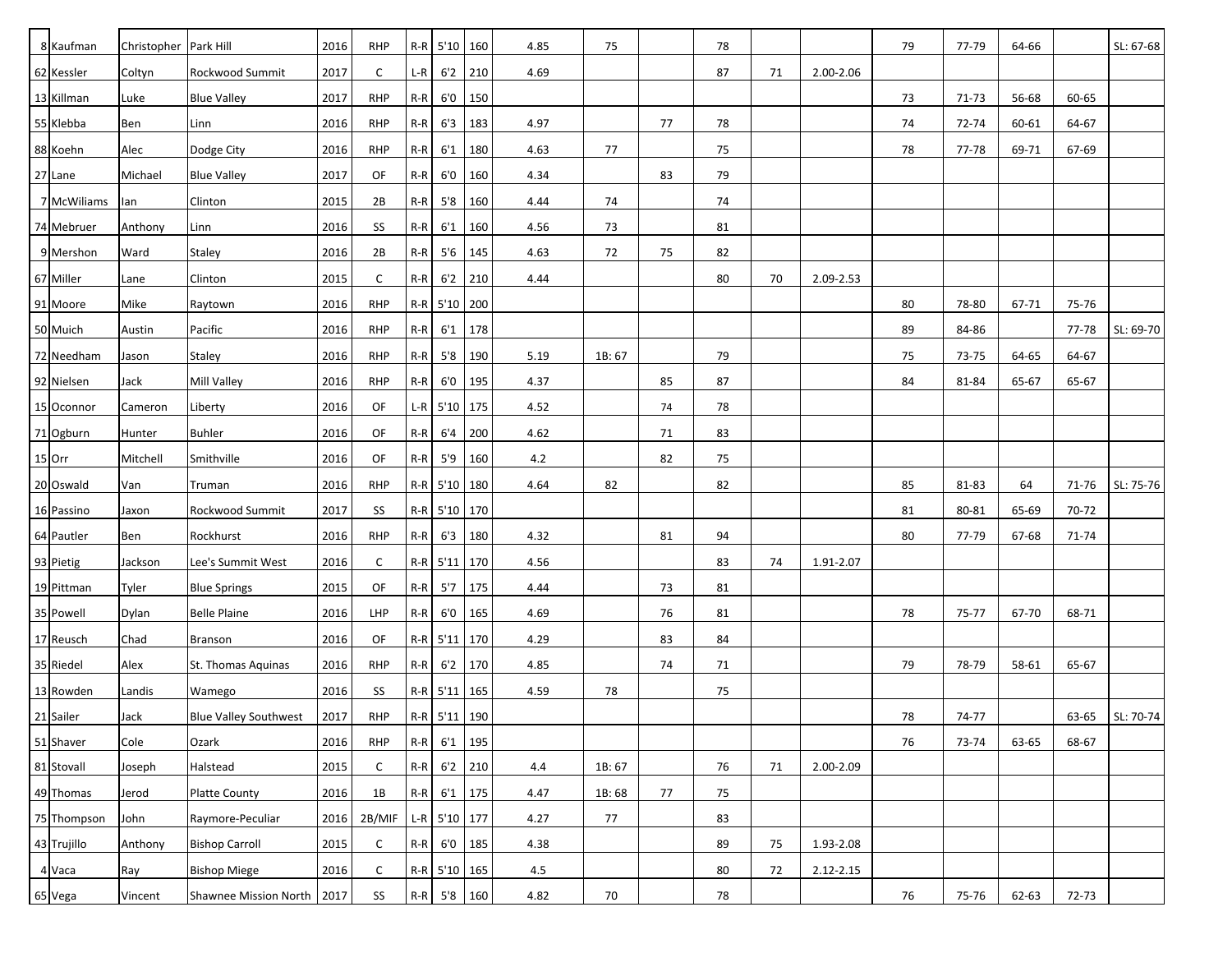| | | | | | | | | | | | | | | | | | | | |
|---|---|---|---|---|---|---|---|---|---|---|---|---|---|---|---|---|---|---|---|
| 8 | Kaufman | Christopher | Park Hill | 2016 | RHP | R-R | 5'10 | 160 | 4.85 | 75 | | 78 | | | 79 | 77-79 | 64-66 | | SL: 67-68 |
| 62 | Kessler | Coltyn | Rockwood Summit | 2017 | C | L-R | 6'2 | 210 | 4.69 | | | 87 | 71 | 2.00-2.06 | | | | | |
| 13 | Killman | Luke | Blue Valley | 2017 | RHP | R-R | 6'0 | 150 | | | | | | | 73 | 71-73 | 56-68 | 60-65 | |
| 55 | Klebba | Ben | Linn | 2016 | RHP | R-R | 6'3 | 183 | 4.97 | | 77 | 78 | | | 74 | 72-74 | 60-61 | 64-67 | |
| 88 | Koehn | Alec | Dodge City | 2016 | RHP | R-R | 6'1 | 180 | 4.63 | 77 | | 75 | | | 78 | 77-78 | 69-71 | 67-69 | |
| 27 | Lane | Michael | Blue Valley | 2017 | OF | R-R | 6'0 | 160 | 4.34 | | 83 | 79 | | | | | | | |
| 7 | McWiliams | Ian | Clinton | 2015 | 2B | R-R | 5'8 | 160 | 4.44 | 74 | | 74 | | | | | | | |
| 74 | Mebruer | Anthony | Linn | 2016 | SS | R-R | 6'1 | 160 | 4.56 | 73 | | 81 | | | | | | | |
| 9 | Mershon | Ward | Staley | 2016 | 2B | R-R | 5'6 | 145 | 4.63 | 72 | 75 | 82 | | | | | | | |
| 67 | Miller | Lane | Clinton | 2015 | C | R-R | 6'2 | 210 | 4.44 | | | 80 | 70 | 2.09-2.53 | | | | | |
| 91 | Moore | Mike | Raytown | 2016 | RHP | R-R | 5'10 | 200 | | | | | | | 80 | 78-80 | 67-71 | 75-76 | |
| 50 | Muich | Austin | Pacific | 2016 | RHP | R-R | 6'1 | 178 | | | | | | | 89 | 84-86 | | 77-78 | SL: 69-70 |
| 72 | Needham | Jason | Staley | 2016 | RHP | R-R | 5'8 | 190 | 5.19 | 1B: 67 | | 79 | | | 75 | 73-75 | 64-65 | 64-67 | |
| 92 | Nielsen | Jack | Mill Valley | 2016 | RHP | R-R | 6'0 | 195 | 4.37 | | 85 | 87 | | | 84 | 81-84 | 65-67 | 65-67 | |
| 15 | Oconnor | Cameron | Liberty | 2016 | OF | L-R | 5'10 | 175 | 4.52 | | 74 | 78 | | | | | | | |
| 71 | Ogburn | Hunter | Buhler | 2016 | OF | R-R | 6'4 | 200 | 4.62 | | 71 | 83 | | | | | | | |
| 15 | Orr | Mitchell | Smithville | 2016 | OF | R-R | 5'9 | 160 | 4.2 | | 82 | 75 | | | | | | | |
| 20 | Oswald | Van | Truman | 2016 | RHP | R-R | 5'10 | 180 | 4.64 | 82 | | 82 | | | 85 | 81-83 | 64 | 71-76 | SL: 75-76 |
| 16 | Passino | Jaxon | Rockwood Summit | 2017 | SS | R-R | 5'10 | 170 | | | | | | | 81 | 80-81 | 65-69 | 70-72 | |
| 64 | Pautler | Ben | Rockhurst | 2016 | RHP | R-R | 6'3 | 180 | 4.32 | | 81 | 94 | | | 80 | 77-79 | 67-68 | 71-74 | |
| 93 | Pietig | Jackson | Lee's Summit West | 2016 | C | R-R | 5'11 | 170 | 4.56 | | | 83 | 74 | 1.91-2.07 | | | | | |
| 19 | Pittman | Tyler | Blue Springs | 2015 | OF | R-R | 5'7 | 175 | 4.44 | | 73 | 81 | | | | | | | |
| 35 | Powell | Dylan | Belle Plaine | 2016 | LHP | R-R | 6'0 | 165 | 4.69 | | 76 | 81 | | | 78 | 75-77 | 67-70 | 68-71 | |
| 17 | Reusch | Chad | Branson | 2016 | OF | R-R | 5'11 | 170 | 4.29 | | 83 | 84 | | | | | | | |
| 35 | Riedel | Alex | St. Thomas Aquinas | 2016 | RHP | R-R | 6'2 | 170 | 4.85 | | 74 | 71 | | | 79 | 78-79 | 58-61 | 65-67 | |
| 13 | Rowden | Landis | Wamego | 2016 | SS | R-R | 5'11 | 165 | 4.59 | 78 | | 75 | | | | | | | |
| 21 | Sailer | Jack | Blue Valley Southwest | 2017 | RHP | R-R | 5'11 | 190 | | | | | | | 78 | 74-77 | | 63-65 | SL: 70-74 |
| 51 | Shaver | Cole | Ozark | 2016 | RHP | R-R | 6'1 | 195 | | | | | | | 76 | 73-74 | 63-65 | 68-67 | |
| 81 | Stovall | Joseph | Halstead | 2015 | C | R-R | 6'2 | 210 | 4.4 | 1B: 67 | | 76 | 71 | 2.00-2.09 | | | | | |
| 49 | Thomas | Jerod | Platte County | 2016 | 1B | R-R | 6'1 | 175 | 4.47 | 1B: 68 | 77 | 75 | | | | | | | |
| 75 | Thompson | John | Raymore-Peculiar | 2016 | 2B/MIF | L-R | 5'10 | 177 | 4.27 | 77 | | 83 | | | | | | | |
| 43 | Trujillo | Anthony | Bishop Carroll | 2015 | C | R-R | 6'0 | 185 | 4.38 | | | 89 | 75 | 1.93-2.08 | | | | | |
| 4 | Vaca | Ray | Bishop Miege | 2016 | C | R-R | 5'10 | 165 | 4.5 | | | 80 | 72 | 2.12-2.15 | | | | | |
| 65 | Vega | Vincent | Shawnee Mission North | 2017 | SS | R-R | 5'8 | 160 | 4.82 | 70 | | 78 | | | 76 | 75-76 | 62-63 | 72-73 | |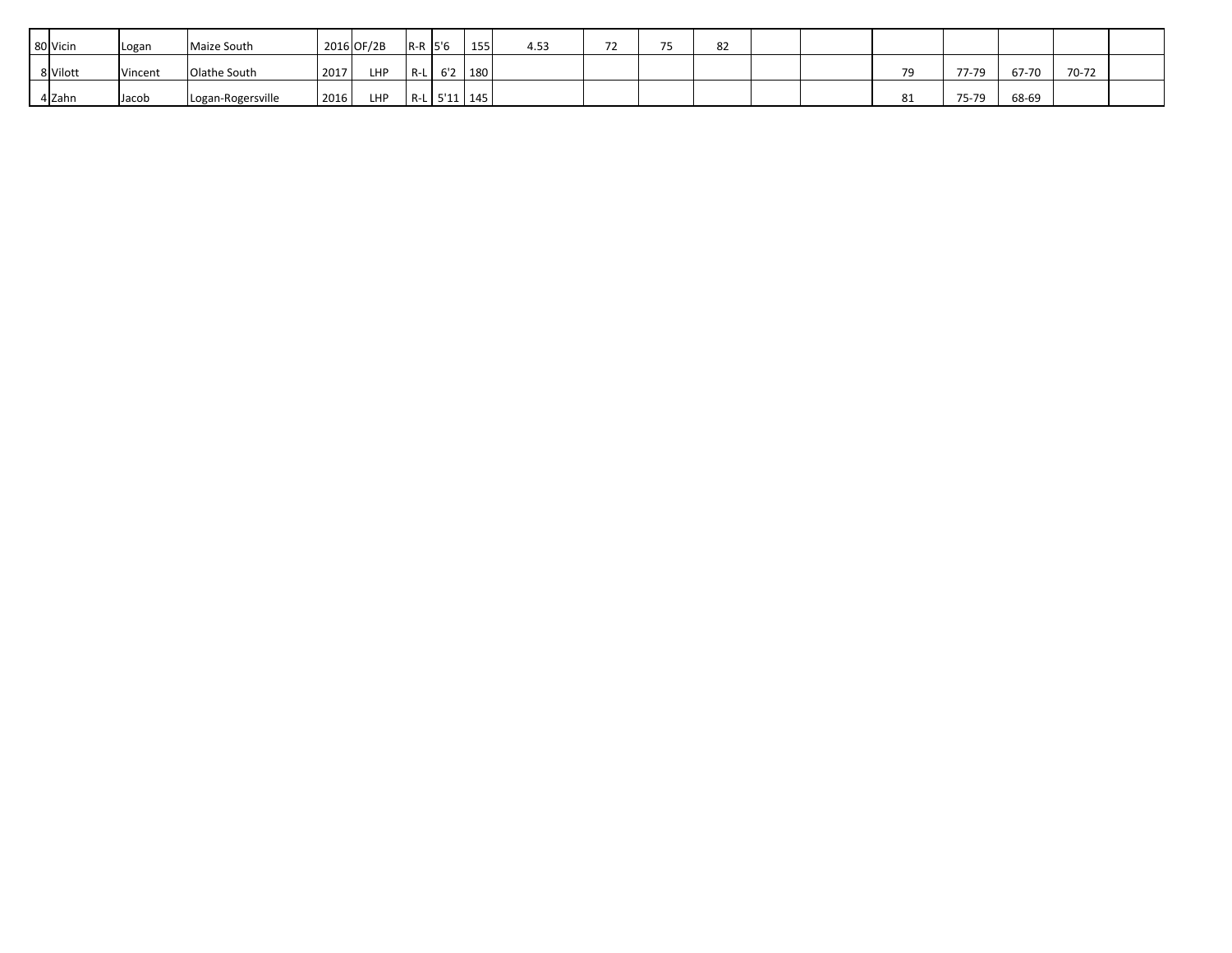| | | | | | | | | | | | | | | | | | | | |
|---|---|---|---|---|---|---|---|---|---|---|---|---|---|---|---|---|---|---|---|
| 80 | Vicin | Logan | Maize South | 2016 | OF/2B | R-R | 5'6 | 155 | 4.53 | 72 | 75 | 82 | | | | | | | |
| 8 | Vilott | Vincent | Olathe South | 2017 | LHP | R-L | 6'2 | 180 | | | | | | | 79 | 77-79 | 67-70 | 70-72 | |
| 4 | Zahn | Jacob | Logan-Rogersville | 2016 | LHP | R-L | 5'11 | 145 | | | | | | | 81 | 75-79 | 68-69 | | |